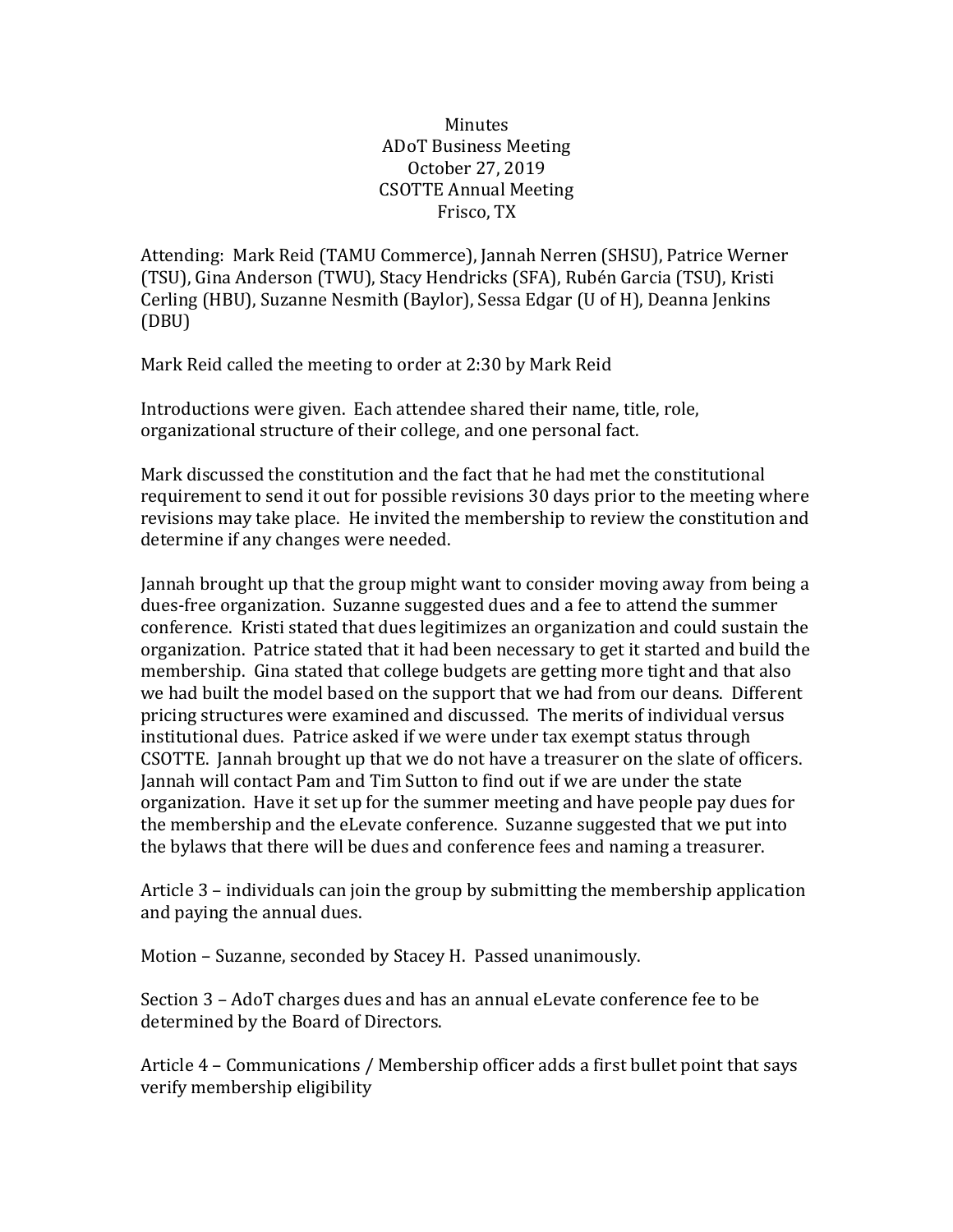Minutes
ADoT Business Meeting
October 27, 2019
CSOTTE Annual Meeting
Frisco, TX

Attending: Mark Reid (TAMU Commerce), Jannah Nerren (SHSU), Patrice Werner (TSU), Gina Anderson (TWU), Stacy Hendricks (SFA), Rubén Garcia (TSU), Kristi Cerling (HBU), Suzanne Nesmith (Baylor), Sessa Edgar (U of H), Deanna Jenkins (DBU)

Mark Reid called the meeting to order at 2:30 by Mark Reid

Introductions were given. Each attendee shared their name, title, role, organizational structure of their college, and one personal fact.

Mark discussed the constitution and the fact that he had met the constitutional requirement to send it out for possible revisions 30 days prior to the meeting where revisions may take place. He invited the membership to review the constitution and determine if any changes were needed.

Jannah brought up that the group might want to consider moving away from being a dues-free organization. Suzanne suggested dues and a fee to attend the summer conference. Kristi stated that dues legitimizes an organization and could sustain the organization. Patrice stated that it had been necessary to get it started and build the membership. Gina stated that college budgets are getting more tight and that also we had built the model based on the support that we had from our deans. Different pricing structures were examined and discussed. The merits of individual versus institutional dues. Patrice asked if we were under tax exempt status through CSOTTE. Jannah brought up that we do not have a treasurer on the slate of officers. Jannah will contact Pam and Tim Sutton to find out if we are under the state organization. Have it set up for the summer meeting and have people pay dues for the membership and the eLevate conference. Suzanne suggested that we put into the bylaws that there will be dues and conference fees and naming a treasurer.

Article 3 – individuals can join the group by submitting the membership application and paying the annual dues.

Motion – Suzanne, seconded by Stacey H. Passed unanimously.

Section 3 – AdoT charges dues and has an annual eLevate conference fee to be determined by the Board of Directors.

Article 4 – Communications / Membership officer adds a first bullet point that says verify membership eligibility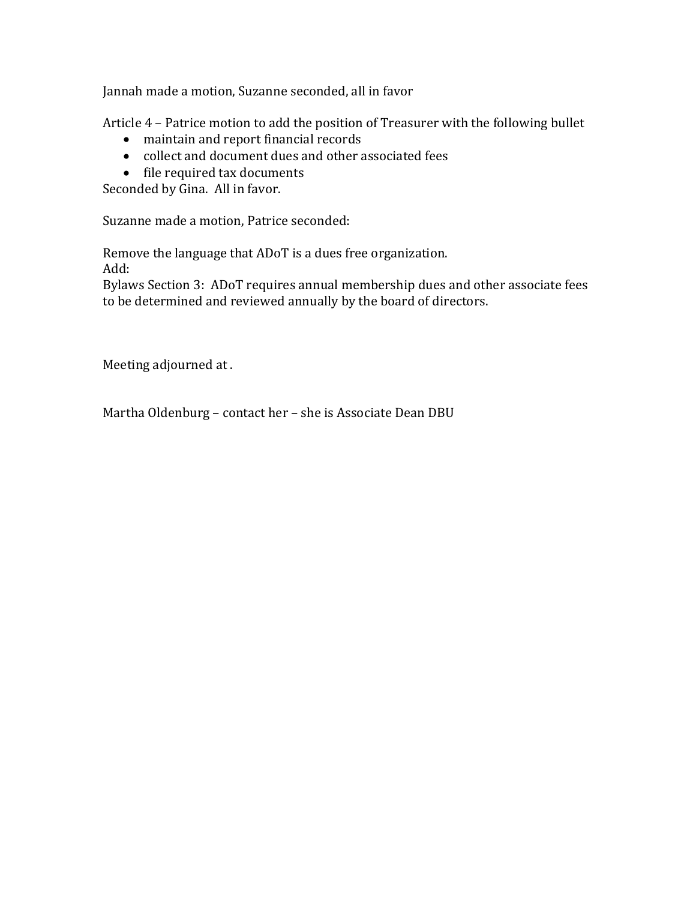Jannah made a motion, Suzanne seconded, all in favor

Article 4 – Patrice motion to add the position of Treasurer with the following bullet

- maintain and report financial records
- collect and document dues and other associated fees
- file required tax documents

Seconded by Gina. All in favor.

Suzanne made a motion, Patrice seconded:

Remove the language that ADoT is a dues free organization.
Add:
Bylaws Section 3: ADoT requires annual membership dues and other associate fees to be determined and reviewed annually by the board of directors.

Meeting adjourned at .

Martha Oldenburg – contact her – she is Associate Dean DBU